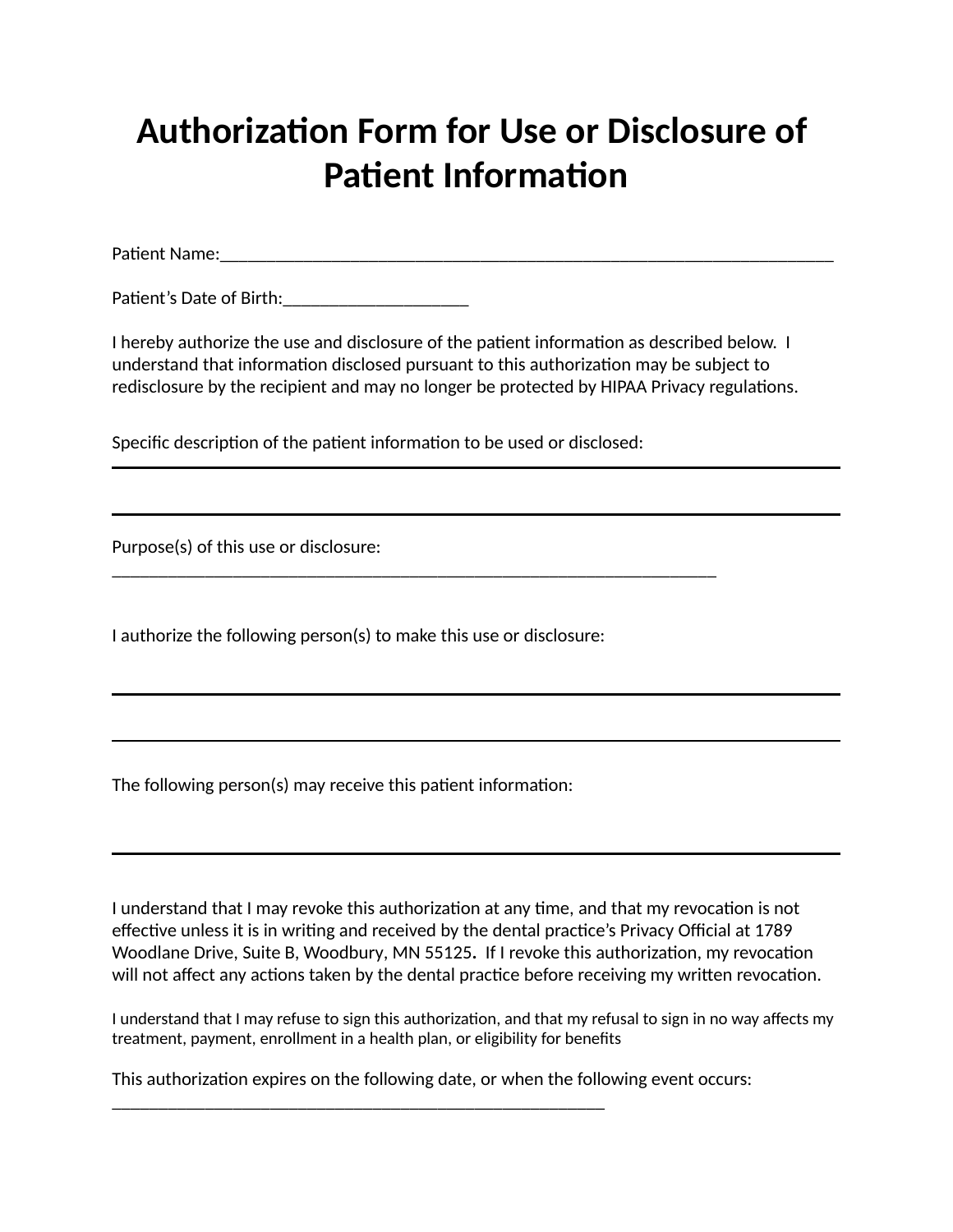# Authorization Form for Use or Disclosure of Patient Information

Patient Name:_______________________________________________________________________

Patient's Date of Birth:_____________________

I hereby authorize the use and disclosure of the patient information as described below. I understand that information disclosed pursuant to this authorization may be subject to redisclosure by the recipient and may no longer be protected by HIPAA Privacy regulations.

Specific description of the patient information to be used or disclosed:

_______________________________________________________________________

_______________________________________________________________________

Purpose(s) of this use or disclosure:

_______________________________________________________________________

I authorize the following person(s) to make this use or disclosure:

_______________________________________________________________________

_______________________________________________________________________

The following person(s) may receive this patient information:

_______________________________________________________________________

I understand that I may revoke this authorization at any time, and that my revocation is not effective unless it is in writing and received by the dental practice's Privacy Official at 1789 Woodlane Drive, Suite B, Woodbury, MN 55125. If I revoke this authorization, my revocation will not affect any actions taken by the dental practice before receiving my written revocation.

I understand that I may refuse to sign this authorization, and that my refusal to sign in no way affects my treatment, payment, enrollment in a health plan, or eligibility for benefits

This authorization expires on the following date, or when the following event occurs:

________________________________________________________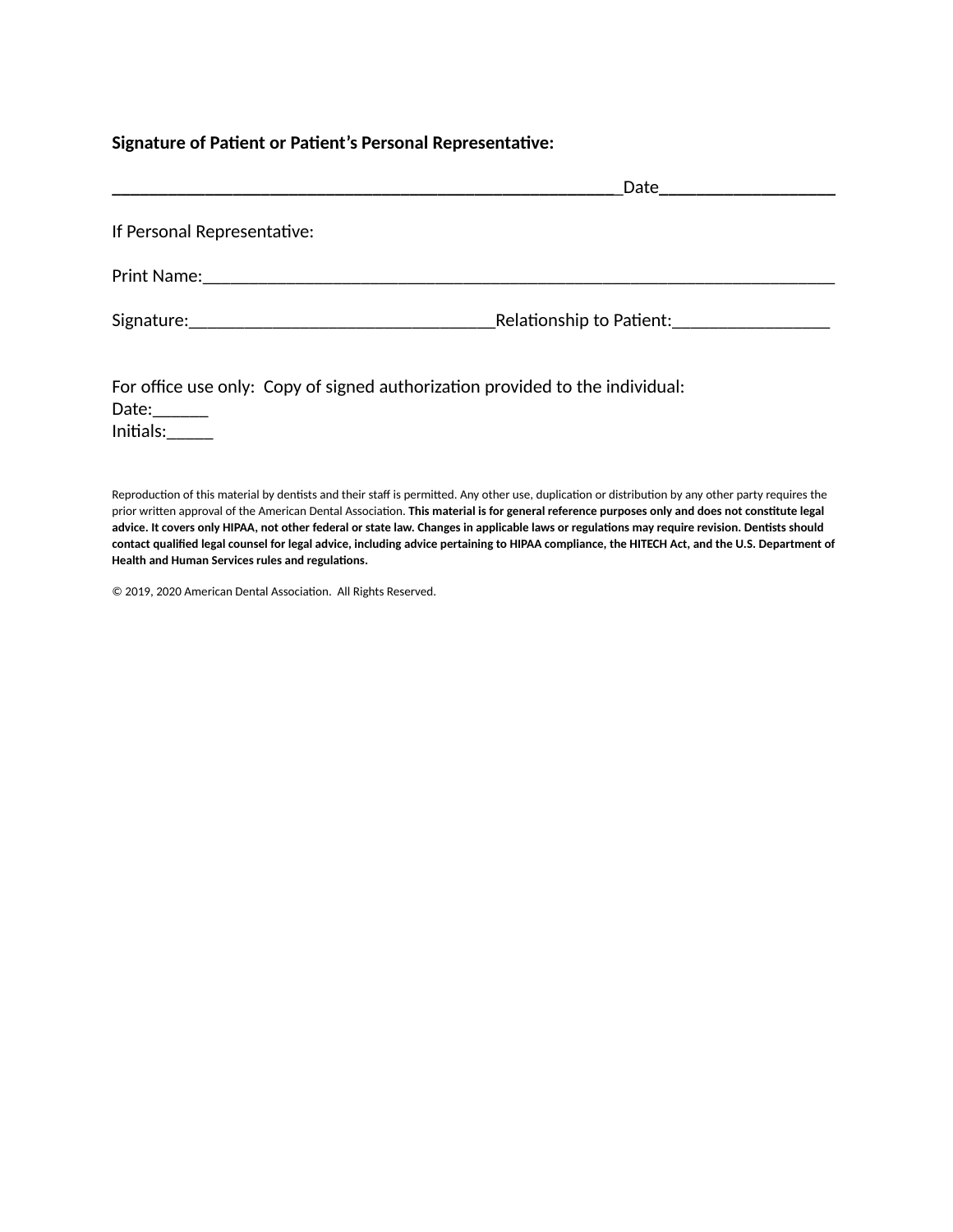**Signature of Patient or Patient's Personal Representative:**

_______________________________________________________Date___________________

If Personal Representative:

Print Name:_____________________________________________________________________

Signature:_________________________________Relationship to Patient:_________________

For office use only: Copy of signed authorization provided to the individual:
Date:______
Initials:_____

Reproduction of this material by dentists and their staff is permitted. Any other use, duplication or distribution by any other party requires the prior written approval of the American Dental Association. **This material is for general reference purposes only and does not constitute legal advice. It covers only HIPAA, not other federal or state law. Changes in applicable laws or regulations may require revision. Dentists should contact qualified legal counsel for legal advice, including advice pertaining to HIPAA compliance, the HITECH Act, and the U.S. Department of Health and Human Services rules and regulations.**

© 2019, 2020 American Dental Association. All Rights Reserved.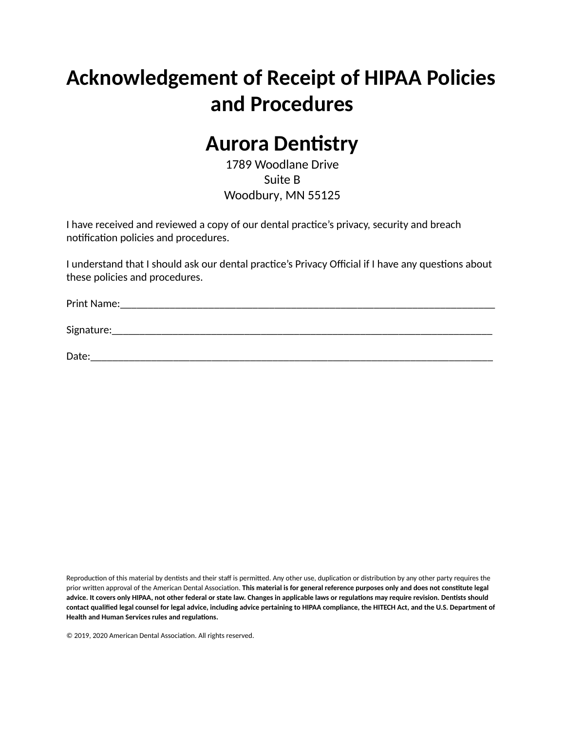# Acknowledgement of Receipt of HIPAA Policies and Procedures

## Aurora Dentistry

1789 Woodlane Drive
Suite B
Woodbury, MN 55125

I have received and reviewed a copy of our dental practice's privacy, security and breach notification policies and procedures.

I understand that I should ask our dental practice's Privacy Official if I have any questions about these policies and procedures.

Print Name:_______________________________________________________________________

Signature:________________________________________________________________________

Date:____________________________________________________________________________

Reproduction of this material by dentists and their staff is permitted. Any other use, duplication or distribution by any other party requires the prior written approval of the American Dental Association. **This material is for general reference purposes only and does not constitute legal advice. It covers only HIPAA, not other federal or state law. Changes in applicable laws or regulations may require revision. Dentists should contact qualified legal counsel for legal advice, including advice pertaining to HIPAA compliance, the HITECH Act, and the U.S. Department of Health and Human Services rules and regulations.**

© 2019, 2020 American Dental Association. All rights reserved.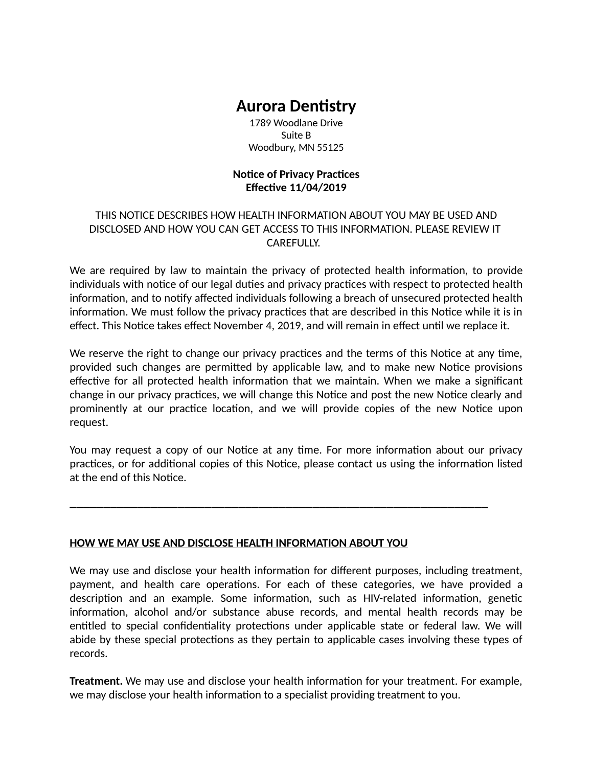# Aurora Dentistry

1789 Woodlane Drive
Suite B
Woodbury, MN 55125

**Notice of Privacy Practices**
**Effective 11/04/2019**

THIS NOTICE DESCRIBES HOW HEALTH INFORMATION ABOUT YOU MAY BE USED AND DISCLOSED AND HOW YOU CAN GET ACCESS TO THIS INFORMATION. PLEASE REVIEW IT CAREFULLY.

We are required by law to maintain the privacy of protected health information, to provide individuals with notice of our legal duties and privacy practices with respect to protected health information, and to notify affected individuals following a breach of unsecured protected health information. We must follow the privacy practices that are described in this Notice while it is in effect. This Notice takes effect November 4, 2019, and will remain in effect until we replace it.

We reserve the right to change our privacy practices and the terms of this Notice at any time, provided such changes are permitted by applicable law, and to make new Notice provisions effective for all protected health information that we maintain. When we make a significant change in our privacy practices, we will change this Notice and post the new Notice clearly and prominently at our practice location, and we will provide copies of the new Notice upon request.

You may request a copy of our Notice at any time. For more information about our privacy practices, or for additional copies of this Notice, please contact us using the information listed at the end of this Notice.

---

**<u>HOW WE MAY USE AND DISCLOSE HEALTH INFORMATION ABOUT YOU</u>**

We may use and disclose your health information for different purposes, including treatment, payment, and health care operations. For each of these categories, we have provided a description and an example. Some information, such as HIV-related information, genetic information, alcohol and/or substance abuse records, and mental health records may be entitled to special confidentiality protections under applicable state or federal law. We will abide by these special protections as they pertain to applicable cases involving these types of records.

**Treatment.** We may use and disclose your health information for your treatment. For example, we may disclose your health information to a specialist providing treatment to you.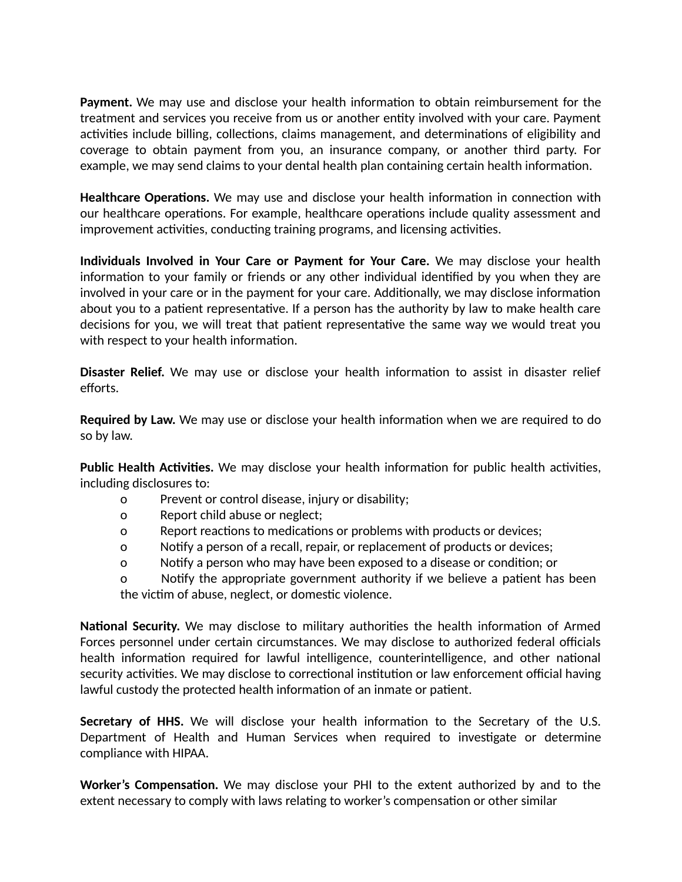**Payment.** We may use and disclose your health information to obtain reimbursement for the treatment and services you receive from us or another entity involved with your care. Payment activities include billing, collections, claims management, and determinations of eligibility and coverage to obtain payment from you, an insurance company, or another third party. For example, we may send claims to your dental health plan containing certain health information.

**Healthcare Operations.** We may use and disclose your health information in connection with our healthcare operations. For example, healthcare operations include quality assessment and improvement activities, conducting training programs, and licensing activities.

**Individuals Involved in Your Care or Payment for Your Care.** We may disclose your health information to your family or friends or any other individual identified by you when they are involved in your care or in the payment for your care. Additionally, we may disclose information about you to a patient representative. If a person has the authority by law to make health care decisions for you, we will treat that patient representative the same way we would treat you with respect to your health information.

**Disaster Relief.** We may use or disclose your health information to assist in disaster relief efforts.

**Required by Law.** We may use or disclose your health information when we are required to do so by law.

**Public Health Activities.** We may disclose your health information for public health activities, including disclosures to:

- Prevent or control disease, injury or disability;
- Report child abuse or neglect;
- Report reactions to medications or problems with products or devices;
- Notify a person of a recall, repair, or replacement of products or devices;
- Notify a person who may have been exposed to a disease or condition; or
- Notify the appropriate government authority if we believe a patient has been the victim of abuse, neglect, or domestic violence.

**National Security.** We may disclose to military authorities the health information of Armed Forces personnel under certain circumstances. We may disclose to authorized federal officials health information required for lawful intelligence, counterintelligence, and other national security activities. We may disclose to correctional institution or law enforcement official having lawful custody the protected health information of an inmate or patient.

**Secretary of HHS.** We will disclose your health information to the Secretary of the U.S. Department of Health and Human Services when required to investigate or determine compliance with HIPAA.

**Worker's Compensation.** We may disclose your PHI to the extent authorized by and to the extent necessary to comply with laws relating to worker's compensation or other similar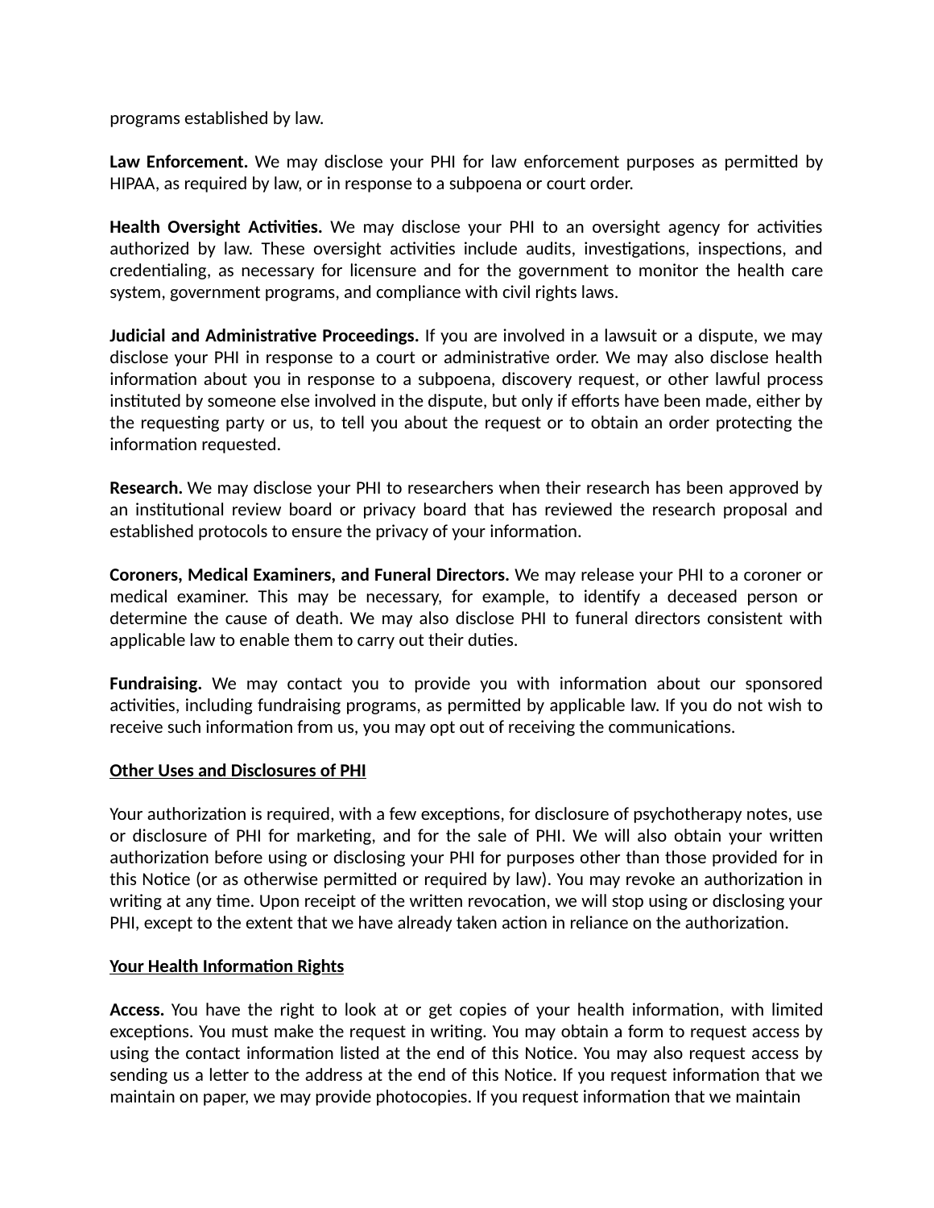programs established by law.

**Law Enforcement.** We may disclose your PHI for law enforcement purposes as permitted by HIPAA, as required by law, or in response to a subpoena or court order.

**Health Oversight Activities.** We may disclose your PHI to an oversight agency for activities authorized by law. These oversight activities include audits, investigations, inspections, and credentialing, as necessary for licensure and for the government to monitor the health care system, government programs, and compliance with civil rights laws.

**Judicial and Administrative Proceedings.** If you are involved in a lawsuit or a dispute, we may disclose your PHI in response to a court or administrative order. We may also disclose health information about you in response to a subpoena, discovery request, or other lawful process instituted by someone else involved in the dispute, but only if efforts have been made, either by the requesting party or us, to tell you about the request or to obtain an order protecting the information requested.

**Research.** We may disclose your PHI to researchers when their research has been approved by an institutional review board or privacy board that has reviewed the research proposal and established protocols to ensure the privacy of your information.

**Coroners, Medical Examiners, and Funeral Directors.** We may release your PHI to a coroner or medical examiner. This may be necessary, for example, to identify a deceased person or determine the cause of death. We may also disclose PHI to funeral directors consistent with applicable law to enable them to carry out their duties.

**Fundraising.** We may contact you to provide you with information about our sponsored activities, including fundraising programs, as permitted by applicable law. If you do not wish to receive such information from us, you may opt out of receiving the communications.

## Other Uses and Disclosures of PHI

Your authorization is required, with a few exceptions, for disclosure of psychotherapy notes, use or disclosure of PHI for marketing, and for the sale of PHI. We will also obtain your written authorization before using or disclosing your PHI for purposes other than those provided for in this Notice (or as otherwise permitted or required by law). You may revoke an authorization in writing at any time. Upon receipt of the written revocation, we will stop using or disclosing your PHI, except to the extent that we have already taken action in reliance on the authorization.

## Your Health Information Rights

**Access.** You have the right to look at or get copies of your health information, with limited exceptions. You must make the request in writing. You may obtain a form to request access by using the contact information listed at the end of this Notice. You may also request access by sending us a letter to the address at the end of this Notice. If you request information that we maintain on paper, we may provide photocopies. If you request information that we maintain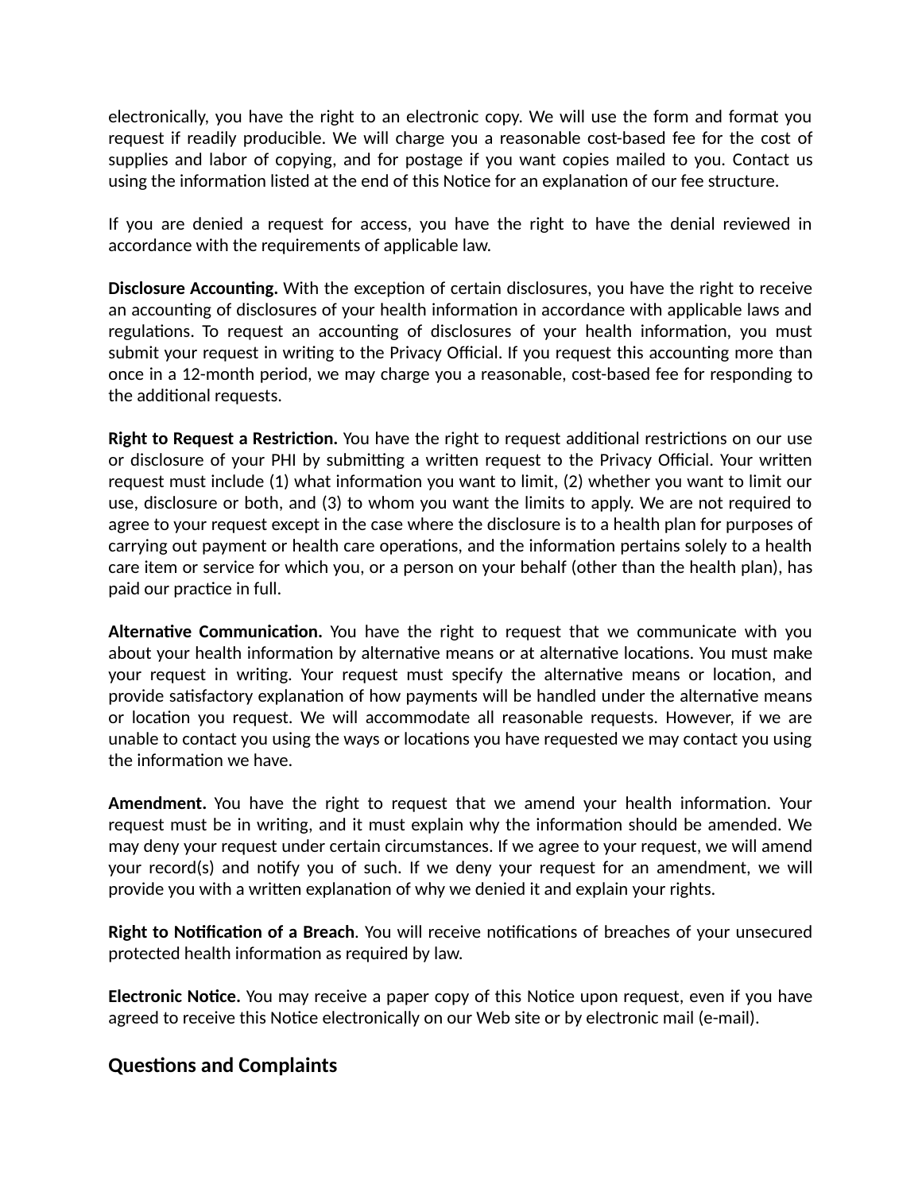electronically, you have the right to an electronic copy. We will use the form and format you request if readily producible. We will charge you a reasonable cost-based fee for the cost of supplies and labor of copying, and for postage if you want copies mailed to you. Contact us using the information listed at the end of this Notice for an explanation of our fee structure.

If you are denied a request for access, you have the right to have the denial reviewed in accordance with the requirements of applicable law.

**Disclosure Accounting.** With the exception of certain disclosures, you have the right to receive an accounting of disclosures of your health information in accordance with applicable laws and regulations. To request an accounting of disclosures of your health information, you must submit your request in writing to the Privacy Official. If you request this accounting more than once in a 12-month period, we may charge you a reasonable, cost-based fee for responding to the additional requests.

**Right to Request a Restriction.** You have the right to request additional restrictions on our use or disclosure of your PHI by submitting a written request to the Privacy Official. Your written request must include (1) what information you want to limit, (2) whether you want to limit our use, disclosure or both, and (3) to whom you want the limits to apply. We are not required to agree to your request except in the case where the disclosure is to a health plan for purposes of carrying out payment or health care operations, and the information pertains solely to a health care item or service for which you, or a person on your behalf (other than the health plan), has paid our practice in full.

**Alternative Communication.** You have the right to request that we communicate with you about your health information by alternative means or at alternative locations. You must make your request in writing. Your request must specify the alternative means or location, and provide satisfactory explanation of how payments will be handled under the alternative means or location you request. We will accommodate all reasonable requests. However, if we are unable to contact you using the ways or locations you have requested we may contact you using the information we have.

**Amendment.** You have the right to request that we amend your health information. Your request must be in writing, and it must explain why the information should be amended. We may deny your request under certain circumstances. If we agree to your request, we will amend your record(s) and notify you of such. If we deny your request for an amendment, we will provide you with a written explanation of why we denied it and explain your rights.

**Right to Notification of a Breach**. You will receive notifications of breaches of your unsecured protected health information as required by law.

**Electronic Notice.** You may receive a paper copy of this Notice upon request, even if you have agreed to receive this Notice electronically on our Web site or by electronic mail (e-mail).

## Questions and Complaints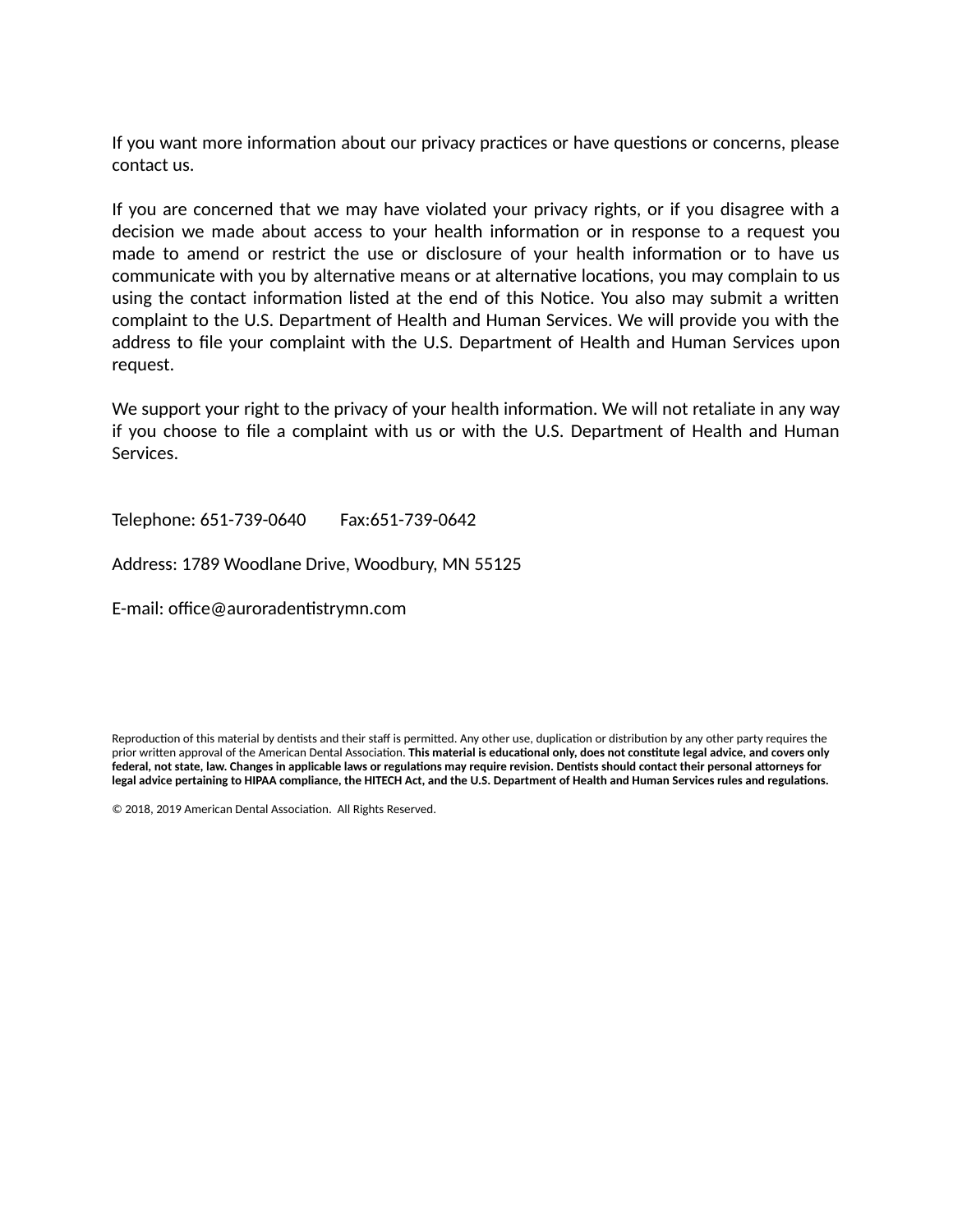If you want more information about our privacy practices or have questions or concerns, please contact us.

If you are concerned that we may have violated your privacy rights, or if you disagree with a decision we made about access to your health information or in response to a request you made to amend or restrict the use or disclosure of your health information or to have us communicate with you by alternative means or at alternative locations, you may complain to us using the contact information listed at the end of this Notice. You also may submit a written complaint to the U.S. Department of Health and Human Services. We will provide you with the address to file your complaint with the U.S. Department of Health and Human Services upon request.

We support your right to the privacy of your health information. We will not retaliate in any way if you choose to file a complaint with us or with the U.S. Department of Health and Human Services.

Telephone: 651-739-0640 Fax:651-739-0642

Address: 1789 Woodlane Drive, Woodbury, MN 55125

E-mail: office@auroradentistrymn.com

Reproduction of this material by dentists and their staff is permitted. Any other use, duplication or distribution by any other party requires the prior written approval of the American Dental Association. **This material is educational only, does not constitute legal advice, and covers only federal, not state, law. Changes in applicable laws or regulations may require revision. Dentists should contact their personal attorneys for legal advice pertaining to HIPAA compliance, the HITECH Act, and the U.S. Department of Health and Human Services rules and regulations.**

© 2018, 2019 American Dental Association. All Rights Reserved.